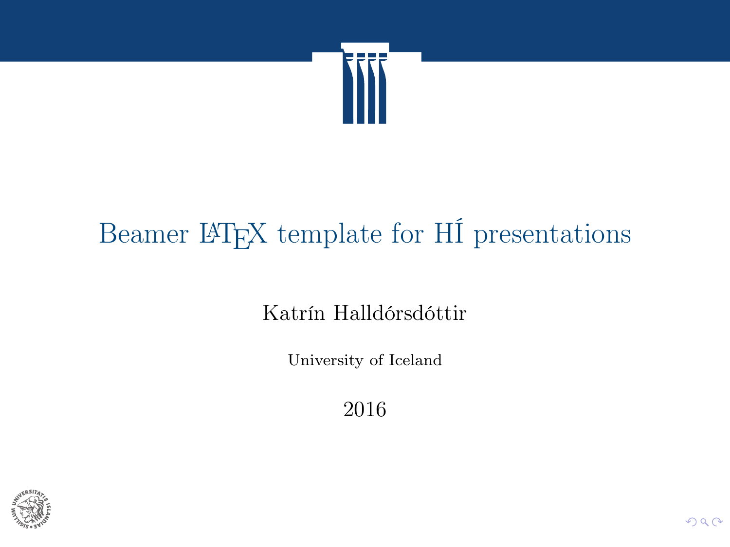# Beamer $\LaTeX$ template for HÍ presentations

Katrín Halldórsdóttir

University of Iceland

2016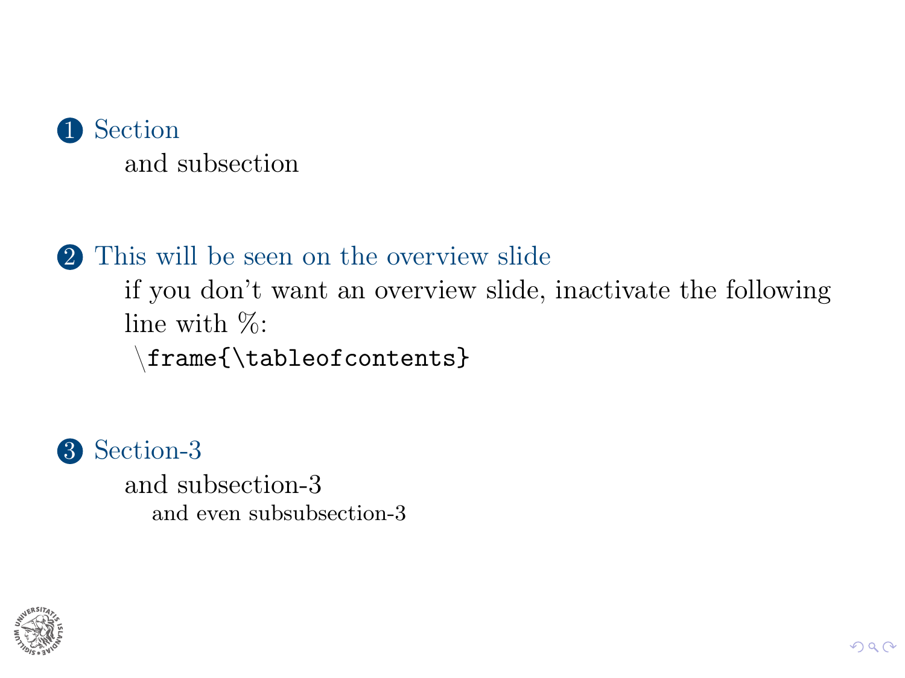1. Section
   - and subsection
2. This will be seen on the overview slide
   - if you don't want an overview slide, inactivate the following line with %:
     `\frame{\tableofcontents}`
3. Section-3
   - and subsection-3
     - and even subsubsection-3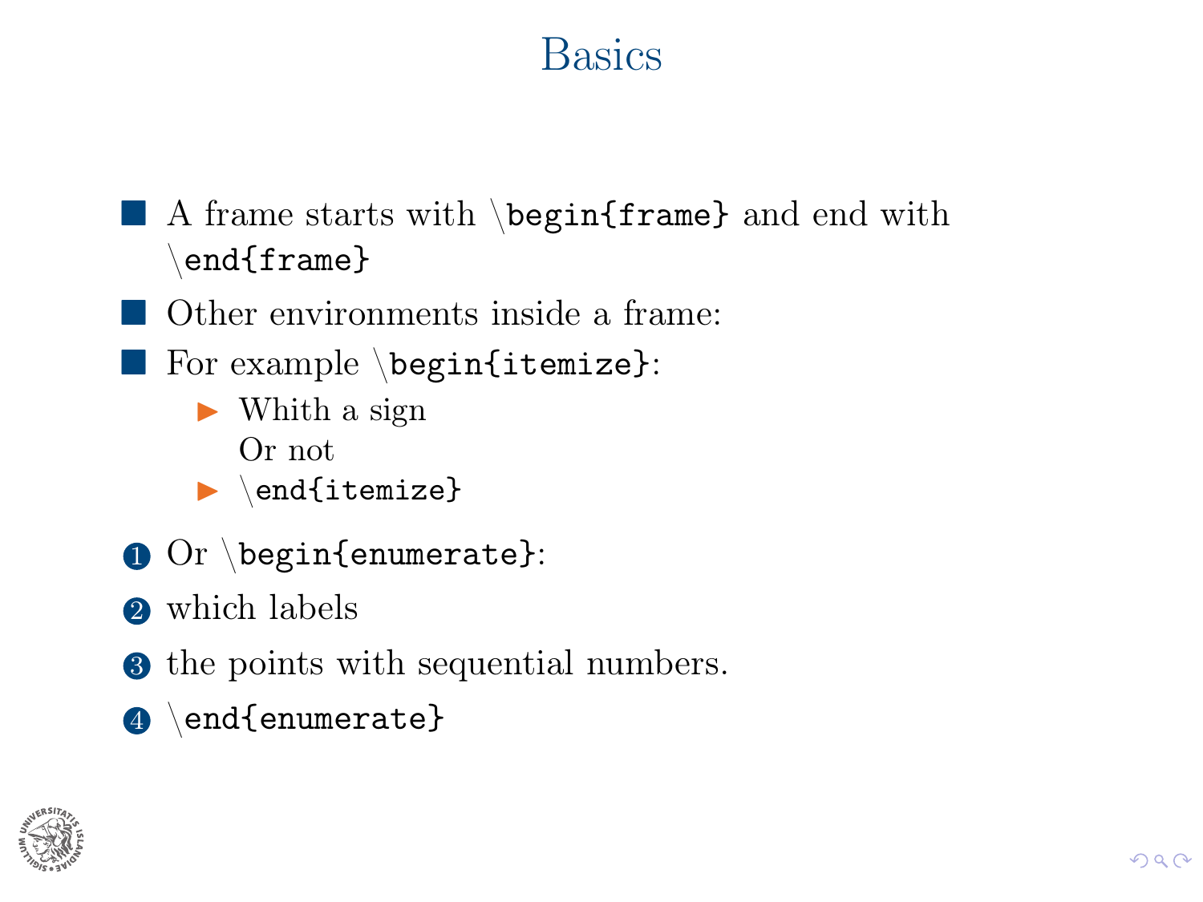# Basics

- A frame starts with `\begin{frame}` and end with `\end{frame}`
- Other environments inside a frame:
- For example `\begin{itemize}`:
  - Whith a sign

    Or not
  - `\end{itemize}`

1. Or `\begin{enumerate}`:
2. which labels
3. the points with sequential numbers.
4. `\end{enumerate}`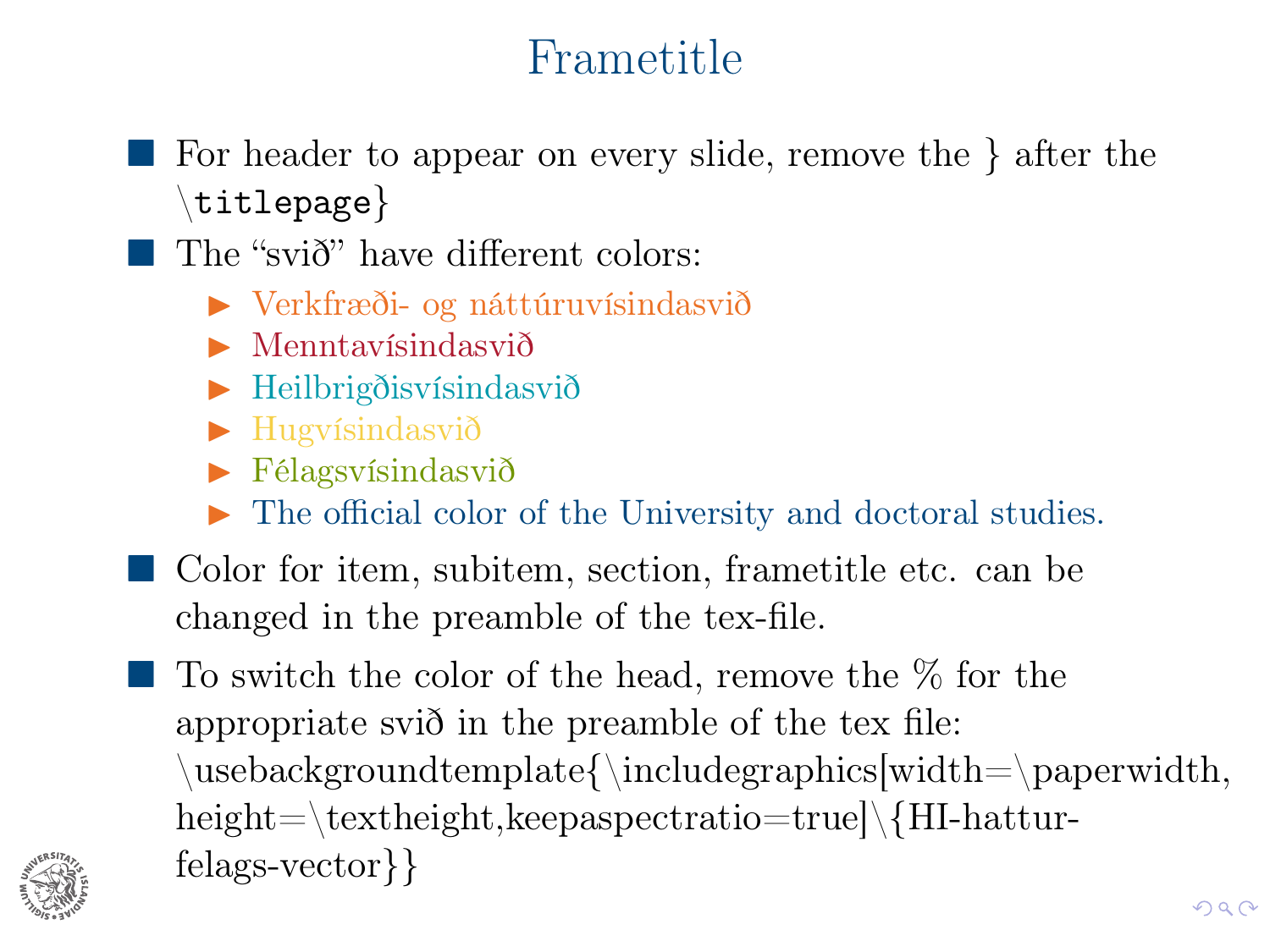# Frametitle

- For header to appear on every slide, remove the } after the \titlepage}
- The “svið” have different colors:
  - Verkfræði- og náttúruvísindasvið
  - Menntavísindasvið
  - Heilbrigðisvísindasvið
  - Hugvísindasvið
  - Félagsvísindasvið
  - The official color of the University and doctoral studies.
- Color for item, subitem, section, frametitle etc. can be changed in the preamble of the tex-file.
- To switch the color of the head, remove the % for the appropriate svið in the preamble of the tex file: \usebackgroundtemplate{\includegraphics[width=\paperwidth, height=\textheight,keepaspectratio=true]\{HI-hattur-felags-vector}}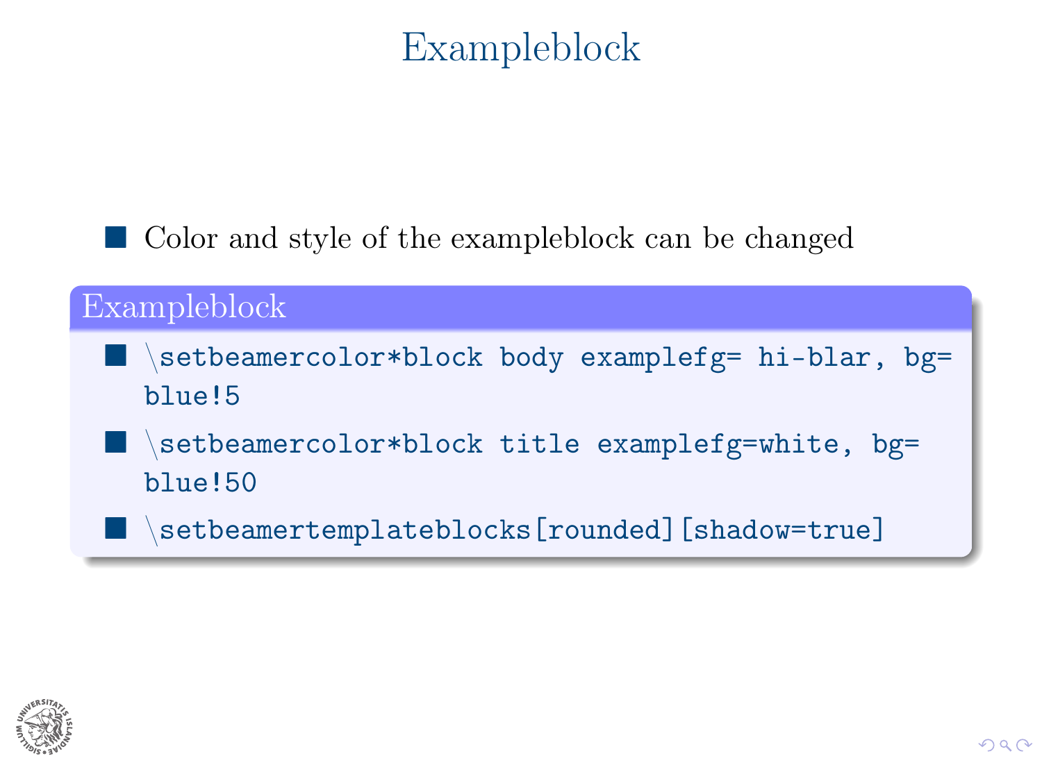# Exampleblock

- Color and style of the exampleblock can be changed

**Exampleblock**

- \setbeamercolor*block body examplefg= hi-blar, bg= blue!5
- \setbeamercolor*block title examplefg=white, bg= blue!50
- \setbeamertemplateblocks[rounded][shadow=true]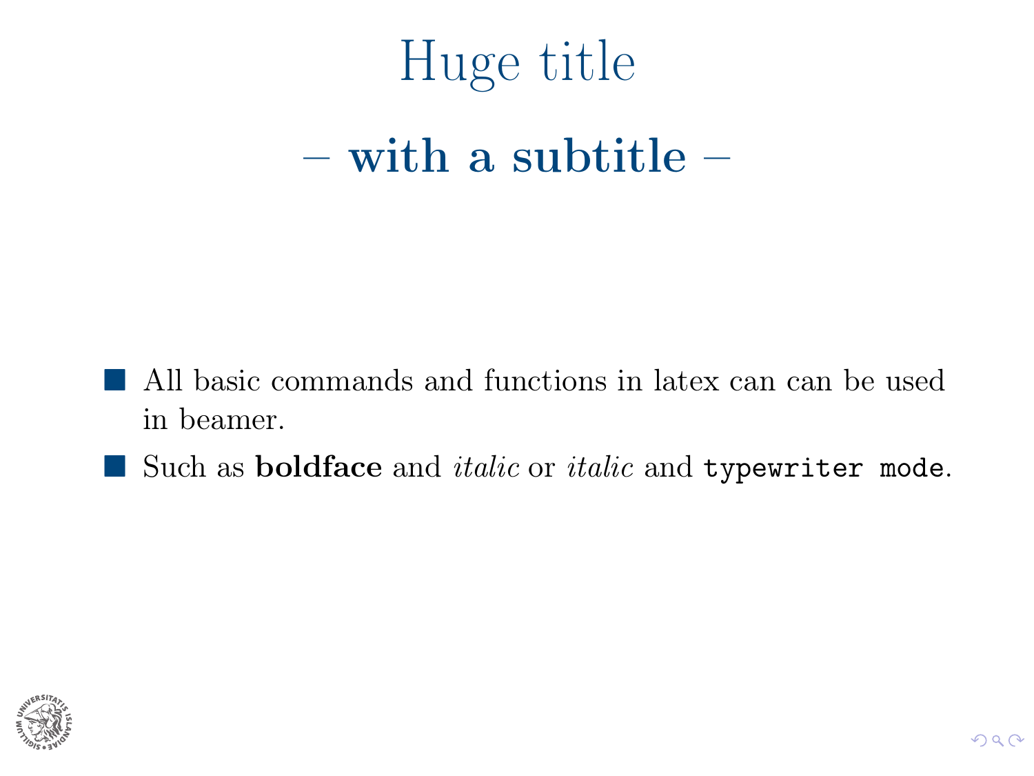# Huge title

## – **with a subtitle** –

- All basic commands and functions in latex can can be used in beamer.
- Such as **boldface** and *italic* or *italic* and `typewriter mode`.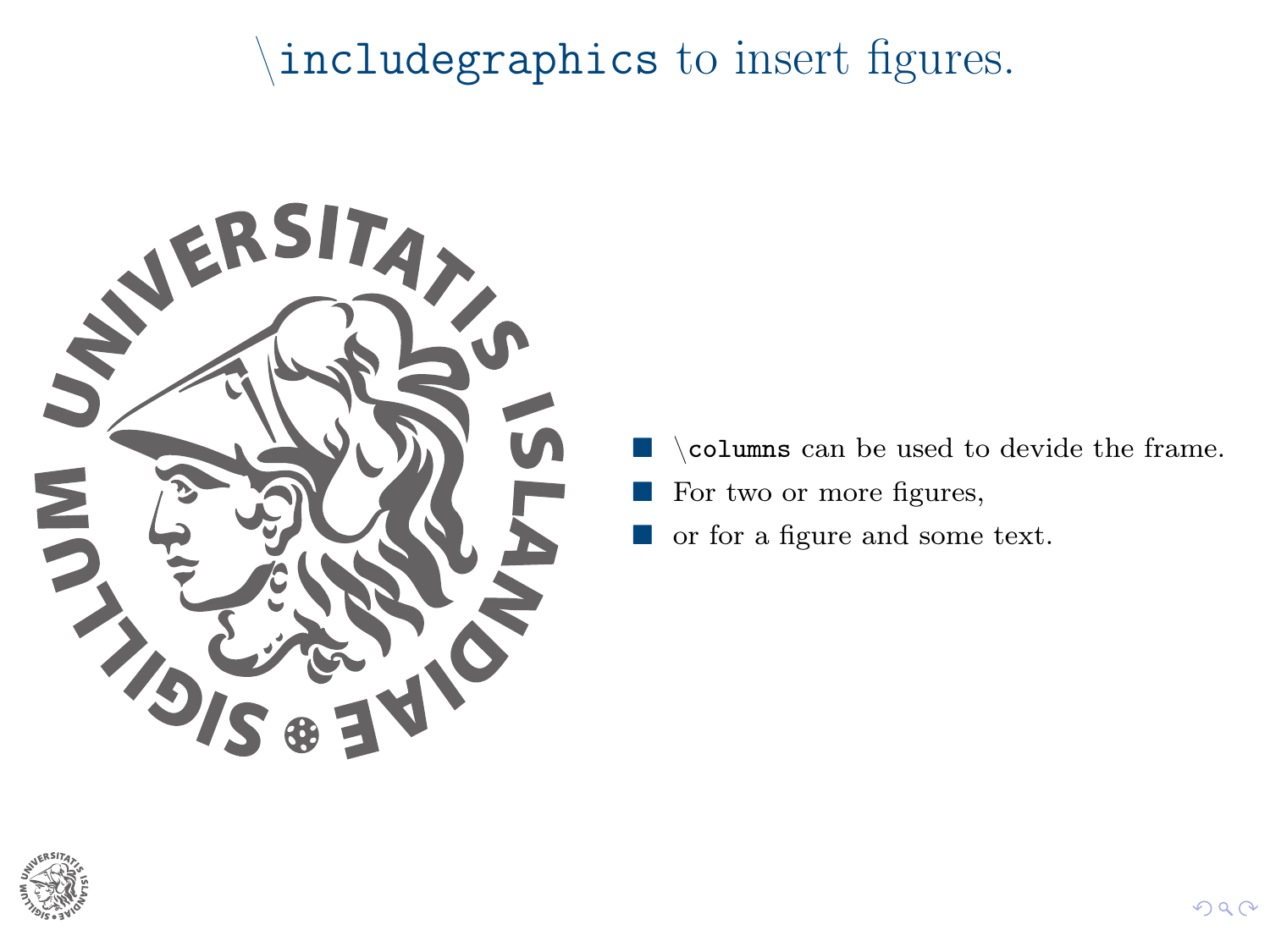# \includegraphics to insert figures.

- \columns can be used to devide the frame.
- For two or more figures,
- or for a figure and some text.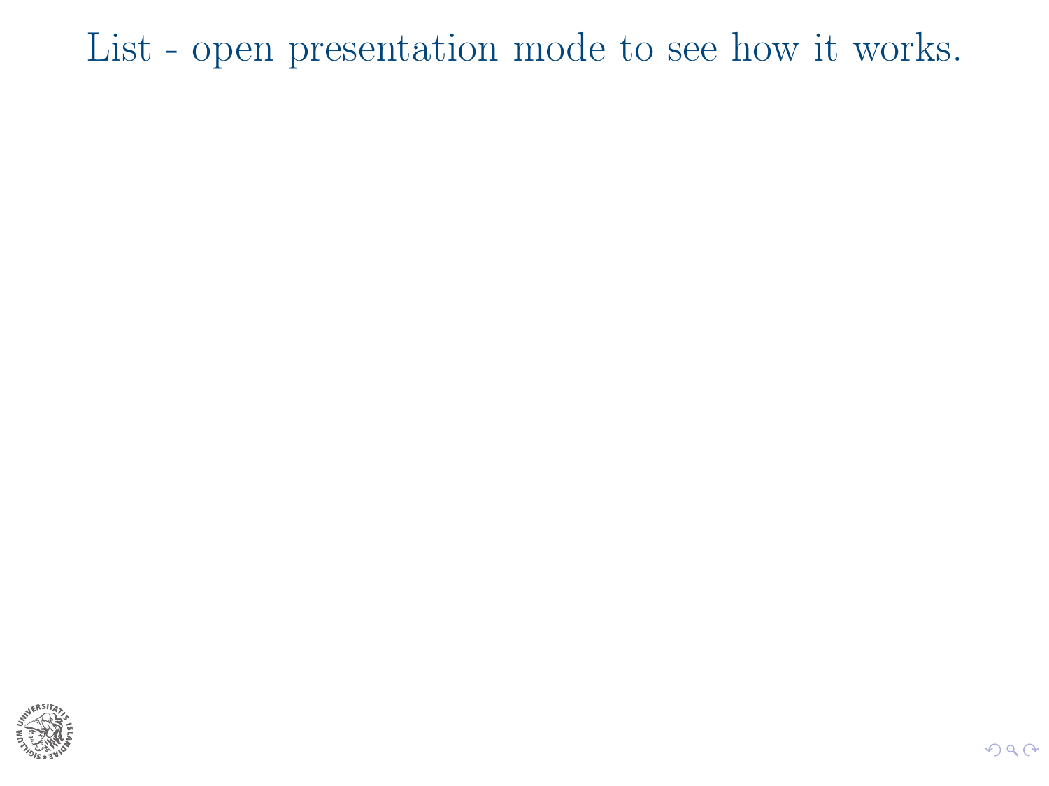# List - open presentation mode to see how it works.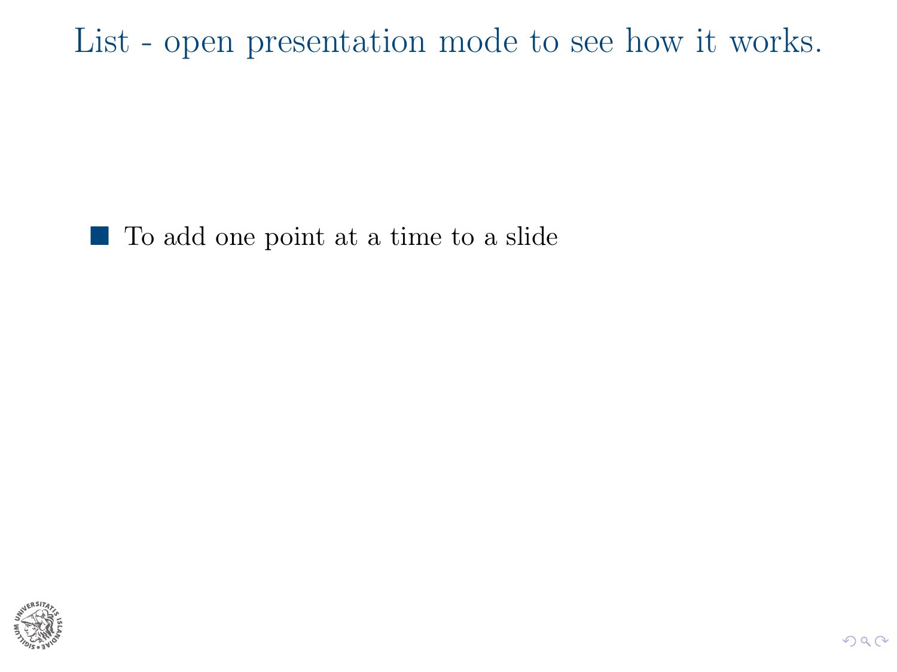# List - open presentation mode to see how it works.

- To add one point at a time to a slide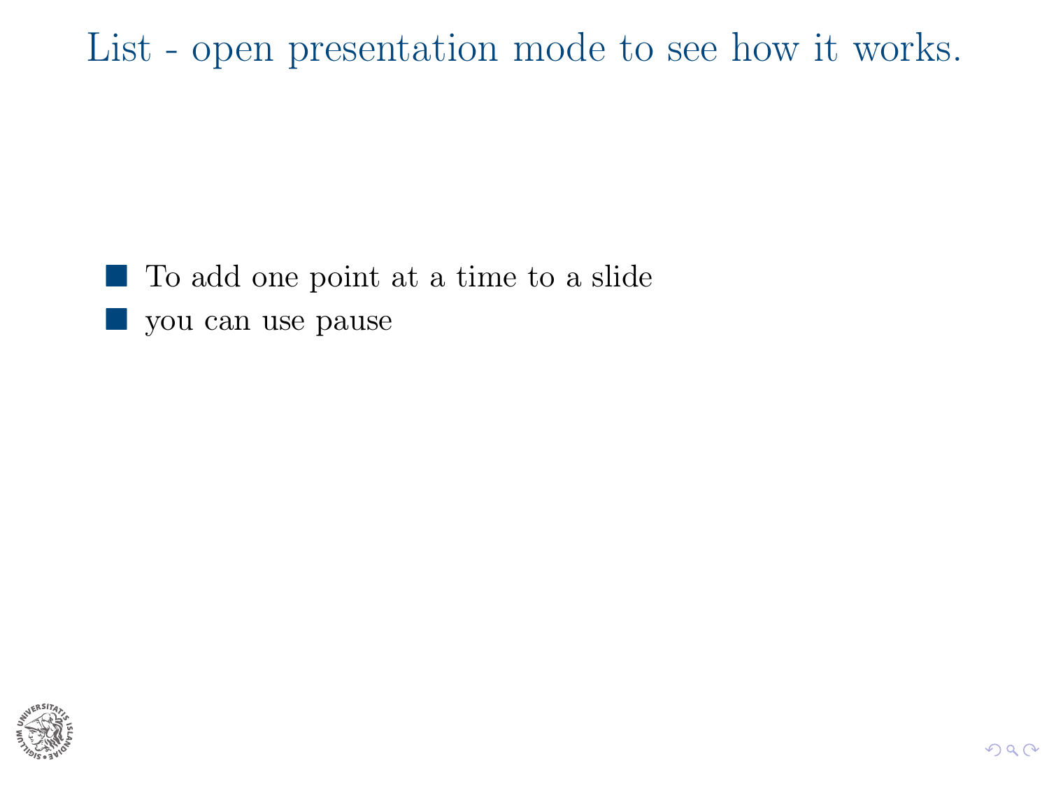# List - open presentation mode to see how it works.

- To add one point at a time to a slide
- you can use pause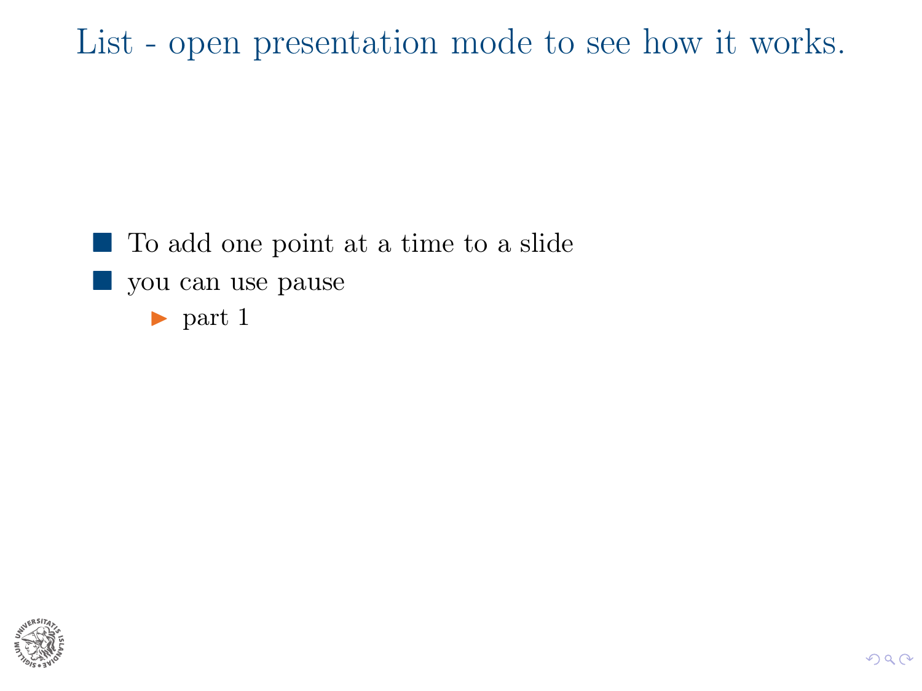# List - open presentation mode to see how it works.

- To add one point at a time to a slide
- you can use pause
  - part 1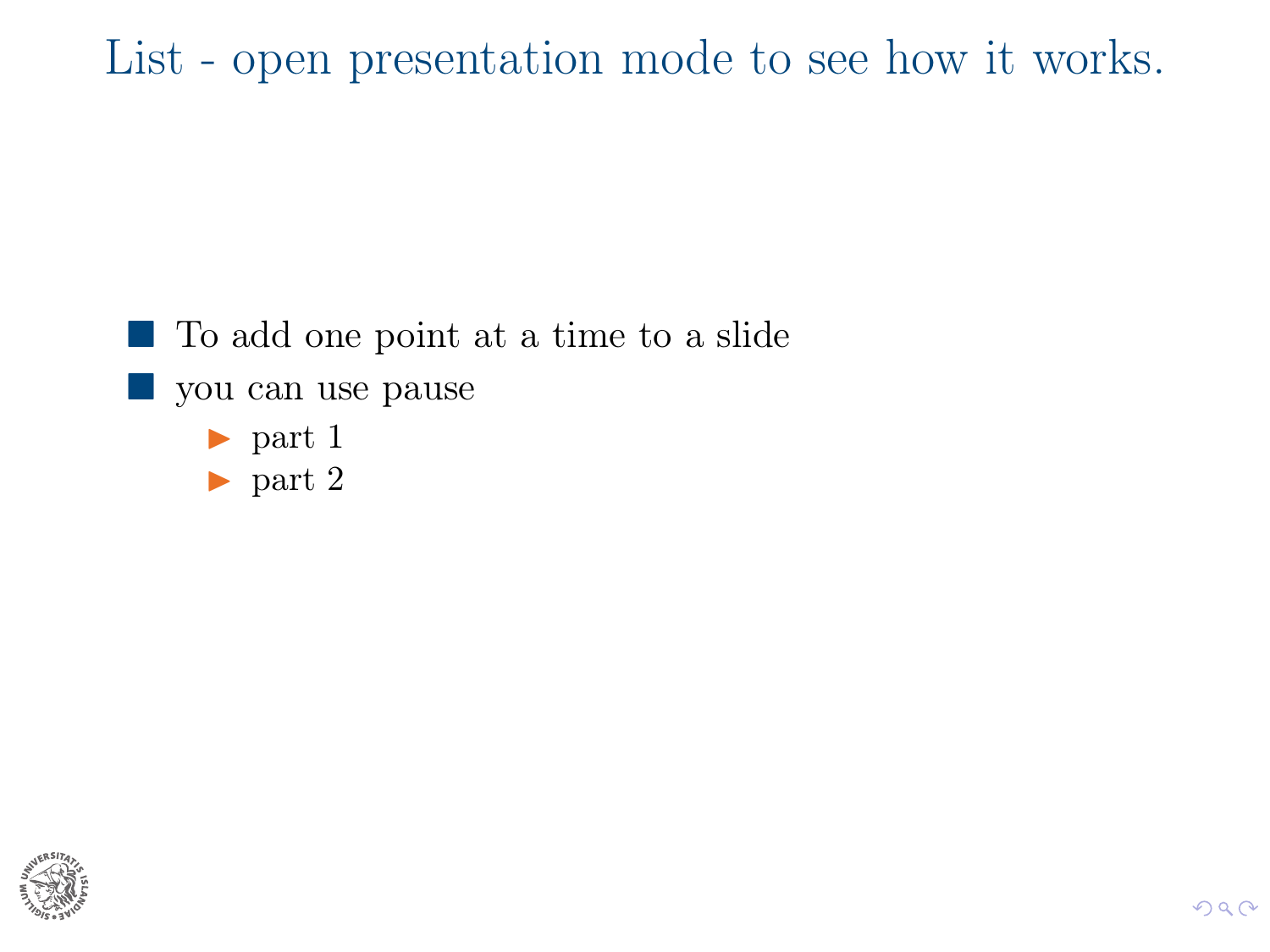# List - open presentation mode to see how it works.

- To add one point at a time to a slide
- you can use pause
  - part 1
  - part 2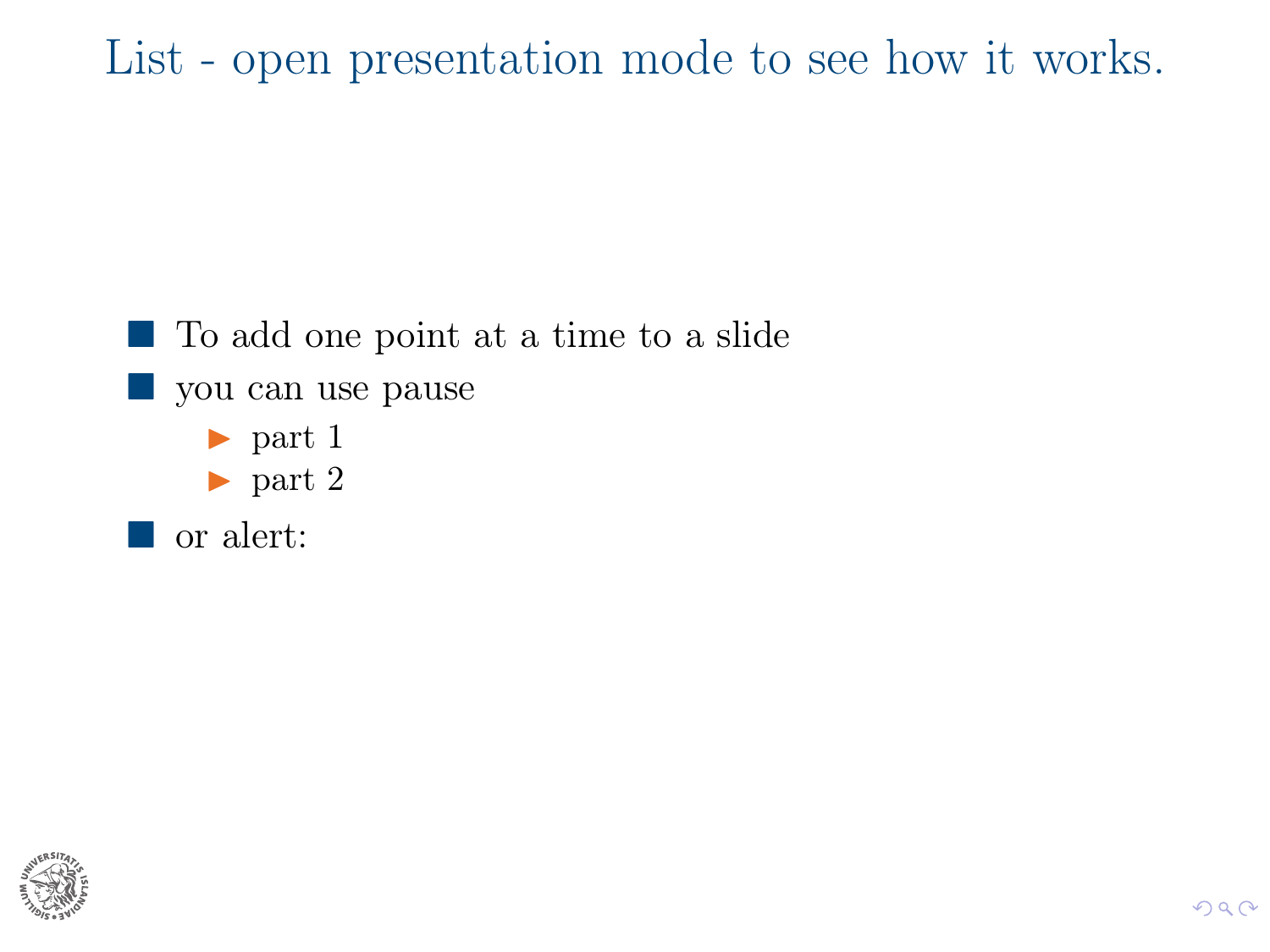# List - open presentation mode to see how it works.

- To add one point at a time to a slide
- you can use pause
  - part 1
  - part 2
- or alert: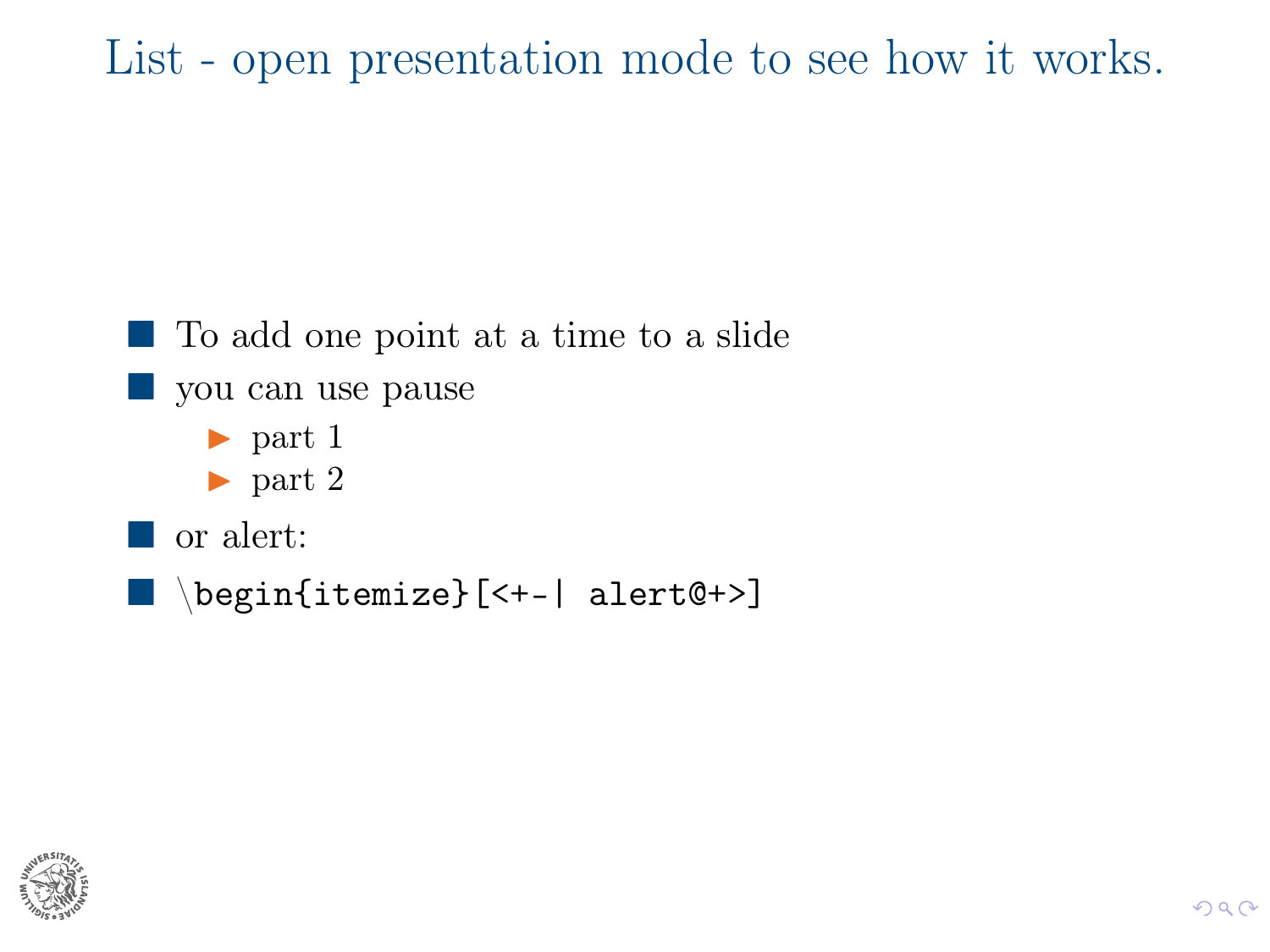# List - open presentation mode to see how it works.

- To add one point at a time to a slide
- you can use pause
  - part 1
  - part 2
- or alert:
- `\begin{itemize}[<+-| alert@+>]`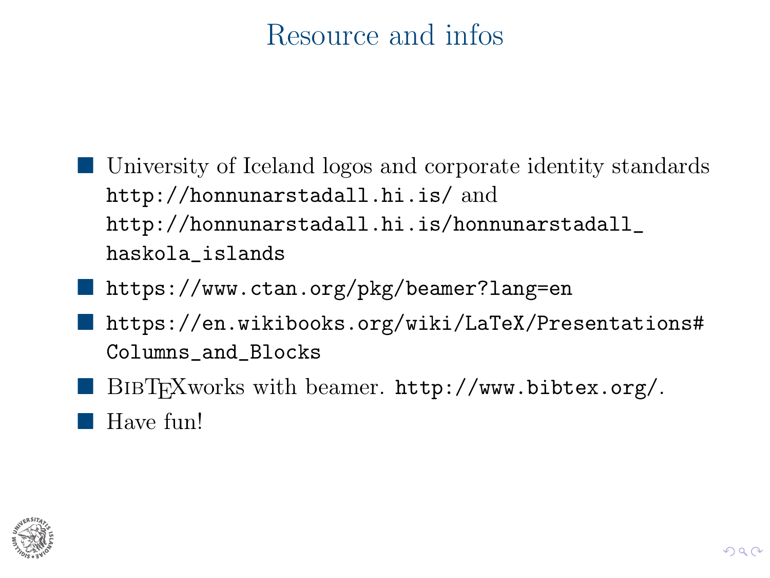# Resource and infos

- University of Iceland logos and corporate identity standards http://honnunarstadall.hi.is/ and http://honnunarstadall.hi.is/honnunarstadall_haskola_islands
- https://www.ctan.org/pkg/beamer?lang=en
- https://en.wikibooks.org/wiki/LaTeX/Presentations#Columns_and_Blocks
- BibTeXworks with beamer. http://www.bibtex.org/.
- Have fun!